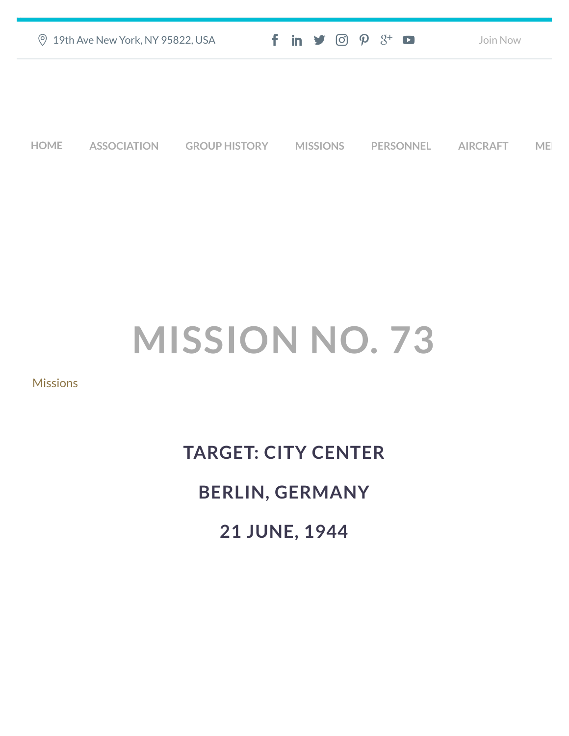19th Ave New York, NY 95822, USA

Join Now

HOME ASSOCIATION GROUP HISTORY MISSIONS PERSONNEL AIRCRAFT ME

# MISSION NO. 73

Missions

## TARGET: CITY CENTER

## BERLIN, GERMANY

## 21 JUNE, 1944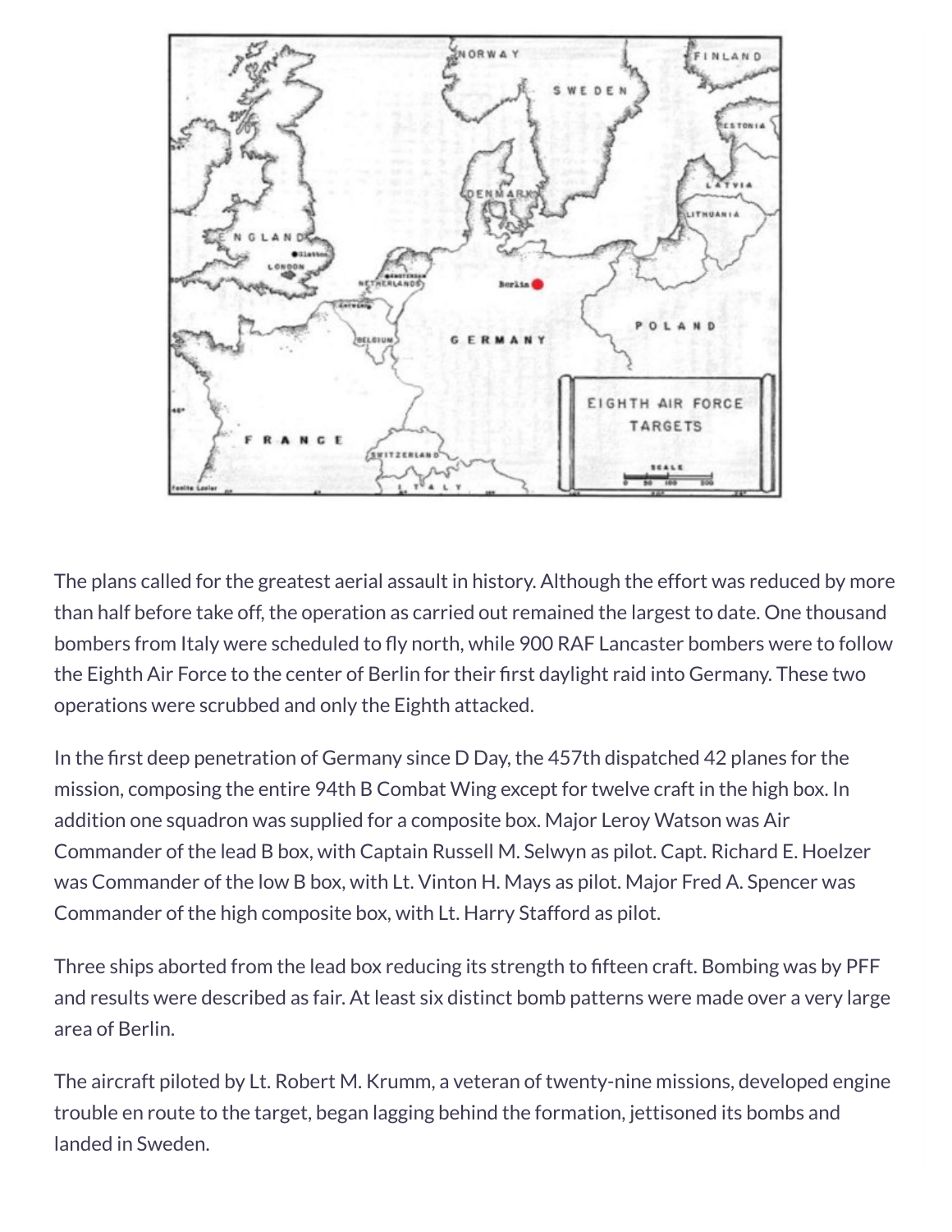The plans called for the greatest aerial assault in history. Although the effort was reduced by more than half before take off, the operation as carried out remained the largest to date. One thousand bombers from Italy were scheduled to fly north, while 900 RAF Lancaster bombers were to follow the Eighth Air Force to the center of Berlin for their first daylight raid into Germany. These two operations were scrubbed and only the Eighth attacked.

In the first deep penetration of Germany since D Day, the 457th dispatched 42 planes for the mission, composing the entire 94th B Combat Wing except for twelve craft in the high box. In addition one squadron was supplied for a composite box. Major Leroy Watson was Air Commander of the lead B box, with Captain Russell M. Selwyn as pilot. Capt. Richard E. Hoelzer was Commander of the low B box, with Lt. Vinton H. Mays as pilot. Major Fred A. Spencer was Commander of the high composite box, with Lt. Harry Stafford as pilot.

Three ships aborted from the lead box reducing its strength to fifteen craft. Bombing was by PFF and results were described as fair. At least six distinct bomb patterns were made over a very large area of Berlin.

The aircraft piloted by Lt. Robert M. Krumm, a veteran of twenty-nine missions, developed engine trouble en route to the target, began lagging behind the formation, jettisoned its bombs and landed in Sweden.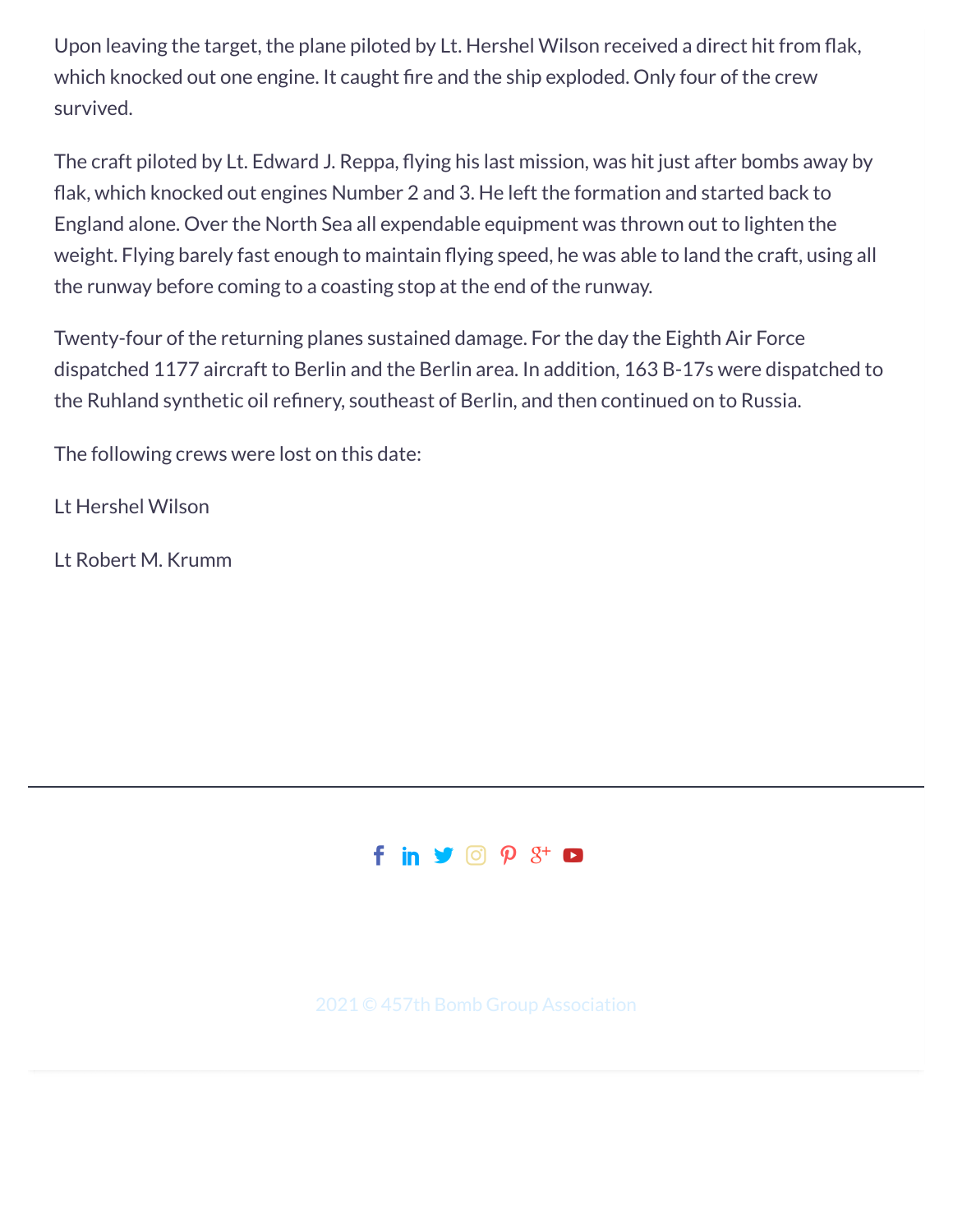Upon leaving the target, the plane piloted by Lt. Hershel Wilson received a direct hit from flak, which knocked out one engine. It caught fire and the ship exploded. Only four of the crew survived.

The craft piloted by Lt. Edward J. Reppa, flying his last mission, was hit just after bombs away by flak, which knocked out engines Number 2 and 3. He left the formation and started back to England alone. Over the North Sea all expendable equipment was thrown out to lighten the weight. Flying barely fast enough to maintain flying speed, he was able to land the craft, using all the runway before coming to a coasting stop at the end of the runway.

Twenty-four of the returning planes sustained damage. For the day the Eighth Air Force dispatched 1177 aircraft to Berlin and the Berlin area. In addition, 163 B-17s were dispatched to the Ruhland synthetic oil refinery, southeast of Berlin, and then continued on to Russia.

The following crews were lost on this date:

Lt Hershel Wilson

Lt Robert M. Krumm

---

2021 © 457th Bomb Group Association